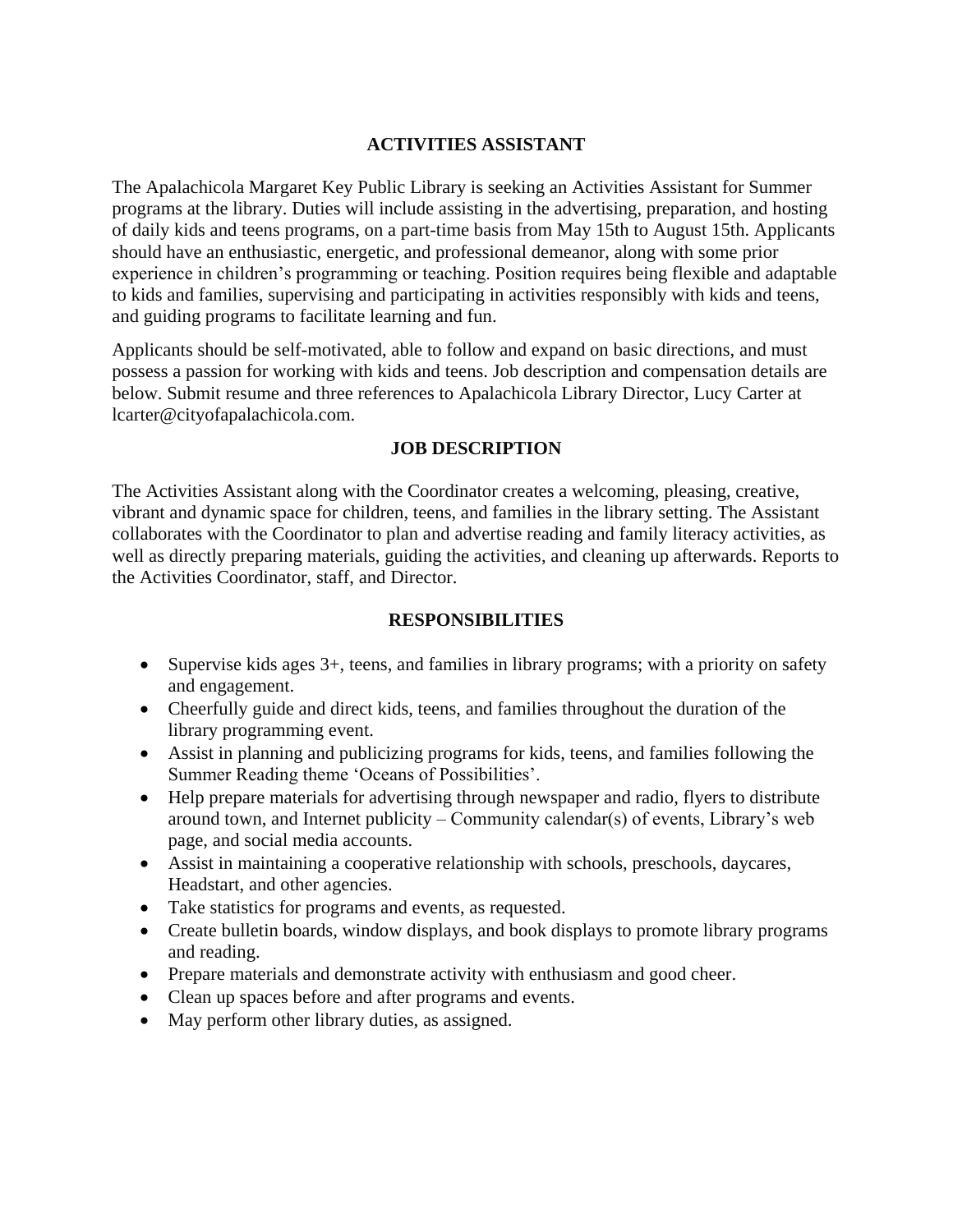## ACTIVITIES ASSISTANT

The Apalachicola Margaret Key Public Library is seeking an Activities Assistant for Summer programs at the library. Duties will include assisting in the advertising, preparation, and hosting of daily kids and teens programs, on a part-time basis from May 15th to August 15th. Applicants should have an enthusiastic, energetic, and professional demeanor, along with some prior experience in children's programming or teaching. Position requires being flexible and adaptable to kids and families, supervising and participating in activities responsibly with kids and teens, and guiding programs to facilitate learning and fun.

Applicants should be self-motivated, able to follow and expand on basic directions, and must possess a passion for working with kids and teens. Job description and compensation details are below. Submit resume and three references to Apalachicola Library Director, Lucy Carter at lcarter@cityofapalachicola.com.

## JOB DESCRIPTION

The Activities Assistant along with the Coordinator creates a welcoming, pleasing, creative, vibrant and dynamic space for children, teens, and families in the library setting. The Assistant collaborates with the Coordinator to plan and advertise reading and family literacy activities, as well as directly preparing materials, guiding the activities, and cleaning up afterwards. Reports to the Activities Coordinator, staff, and Director.

## RESPONSIBILITIES

- Supervise kids ages 3+, teens, and families in library programs; with a priority on safety and engagement.
- Cheerfully guide and direct kids, teens, and families throughout the duration of the library programming event.
- Assist in planning and publicizing programs for kids, teens, and families following the Summer Reading theme 'Oceans of Possibilities'.
- Help prepare materials for advertising through newspaper and radio, flyers to distribute around town, and Internet publicity – Community calendar(s) of events, Library's web page, and social media accounts.
- Assist in maintaining a cooperative relationship with schools, preschools, daycares, Headstart, and other agencies.
- Take statistics for programs and events, as requested.
- Create bulletin boards, window displays, and book displays to promote library programs and reading.
- Prepare materials and demonstrate activity with enthusiasm and good cheer.
- Clean up spaces before and after programs and events.
- May perform other library duties, as assigned.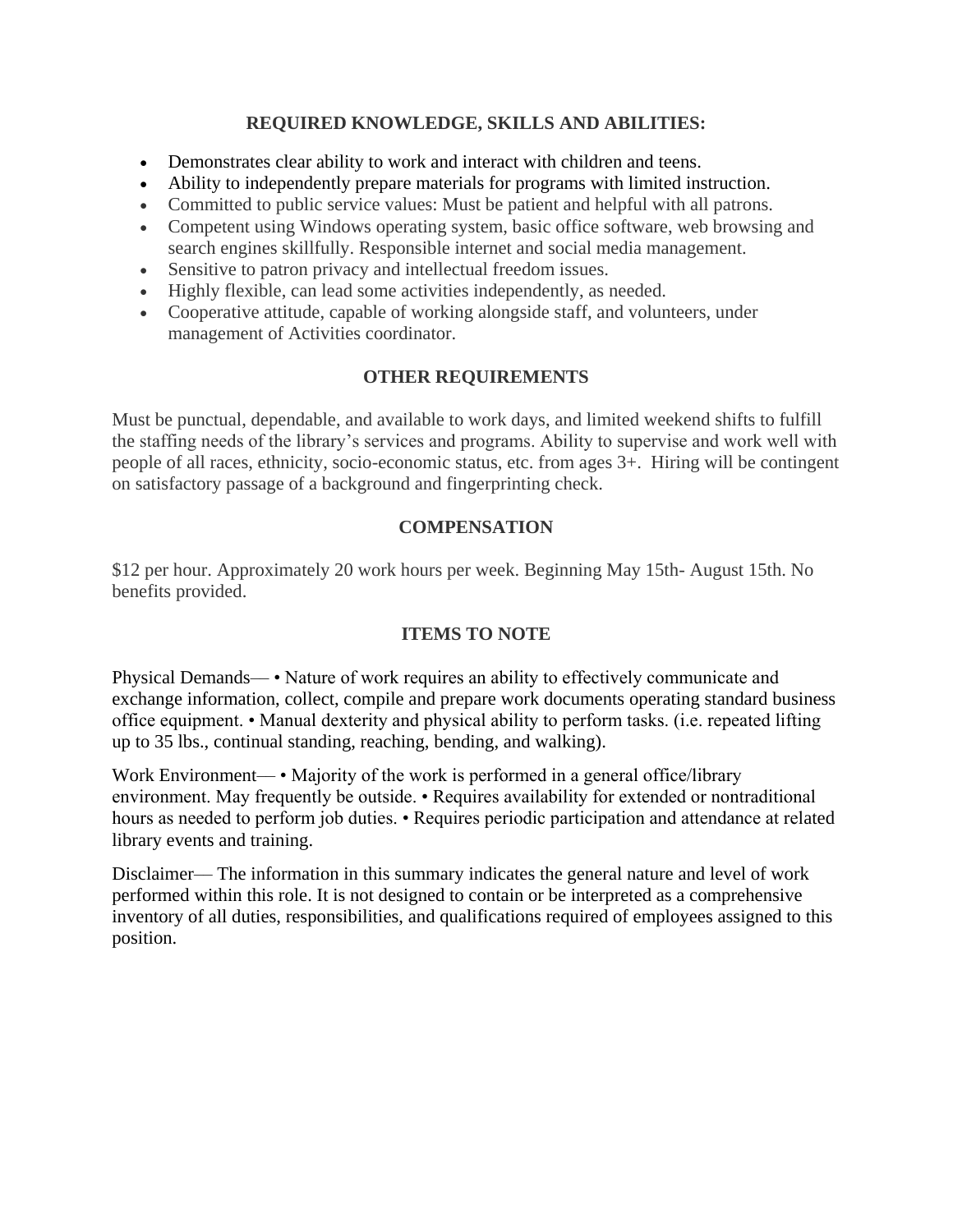## REQUIRED KNOWLEDGE, SKILLS AND ABILITIES:

- Demonstrates clear ability to work and interact with children and teens.
- Ability to independently prepare materials for programs with limited instruction.
- Committed to public service values: Must be patient and helpful with all patrons.
- Competent using Windows operating system, basic office software, web browsing and search engines skillfully. Responsible internet and social media management.
- Sensitive to patron privacy and intellectual freedom issues.
- Highly flexible, can lead some activities independently, as needed.
- Cooperative attitude, capable of working alongside staff, and volunteers, under management of Activities coordinator.

## OTHER REQUIREMENTS

Must be punctual, dependable, and available to work days, and limited weekend shifts to fulfill the staffing needs of the library's services and programs. Ability to supervise and work well with people of all races, ethnicity, socio-economic status, etc. from ages 3+. Hiring will be contingent on satisfactory passage of a background and fingerprinting check.

## COMPENSATION

$12 per hour. Approximately 20 work hours per week. Beginning May 15th- August 15th. No benefits provided.

## ITEMS TO NOTE

Physical Demands— • Nature of work requires an ability to effectively communicate and exchange information, collect, compile and prepare work documents operating standard business office equipment. • Manual dexterity and physical ability to perform tasks. (i.e. repeated lifting up to 35 lbs., continual standing, reaching, bending, and walking).

Work Environment— • Majority of the work is performed in a general office/library environment. May frequently be outside. • Requires availability for extended or nontraditional hours as needed to perform job duties. • Requires periodic participation and attendance at related library events and training.

Disclaimer— The information in this summary indicates the general nature and level of work performed within this role. It is not designed to contain or be interpreted as a comprehensive inventory of all duties, responsibilities, and qualifications required of employees assigned to this position.